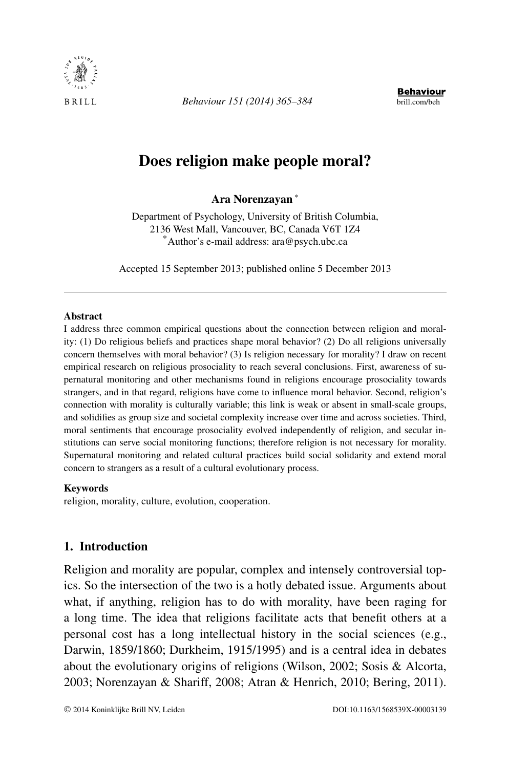# Does religion make people moral?

**Ara Norenzayan** [*]

Department of Psychology, University of British Columbia,
2136 West Mall, Vancouver, BC, Canada V6T 1Z4
[*]Author's e-mail address: ara@psych.ubc.ca

Accepted 15 September 2013; published online 5 December 2013

---

**Abstract**

I address three common empirical questions about the connection between religion and morality: (1) Do religious beliefs and practices shape moral behavior? (2) Do all religions universally concern themselves with moral behavior? (3) Is religion necessary for morality? I draw on recent empirical research on religious prosociality to reach several conclusions. First, awareness of supernatural monitoring and other mechanisms found in religions encourage prosociality towards strangers, and in that regard, religions have come to influence moral behavior. Second, religion's connection with morality is culturally variable; this link is weak or absent in small-scale groups, and solidifies as group size and societal complexity increase over time and across societies. Third, moral sentiments that encourage prosociality evolved independently of religion, and secular institutions can serve social monitoring functions; therefore religion is not necessary for morality. Supernatural monitoring and related cultural practices build social solidarity and extend moral concern to strangers as a result of a cultural evolutionary process.

**Keywords**

religion, morality, culture, evolution, cooperation.

## 1. Introduction

Religion and morality are popular, complex and intensely controversial topics. So the intersection of the two is a hotly debated issue. Arguments about what, if anything, religion has to do with morality, have been raging for a long time. The idea that religions facilitate acts that benefit others at a personal cost has a long intellectual history in the social sciences (e.g., Darwin, 1859/1860; Durkheim, 1915/1995) and is a central idea in debates about the evolutionary origins of religions (Wilson, 2002; Sosis & Alcorta, 2003; Norenzayan & Shariff, 2008; Atran & Henrich, 2010; Bering, 2011).

© 2014 Koninklijke Brill NV, Leiden DOI:10.1163/1568539X-00003139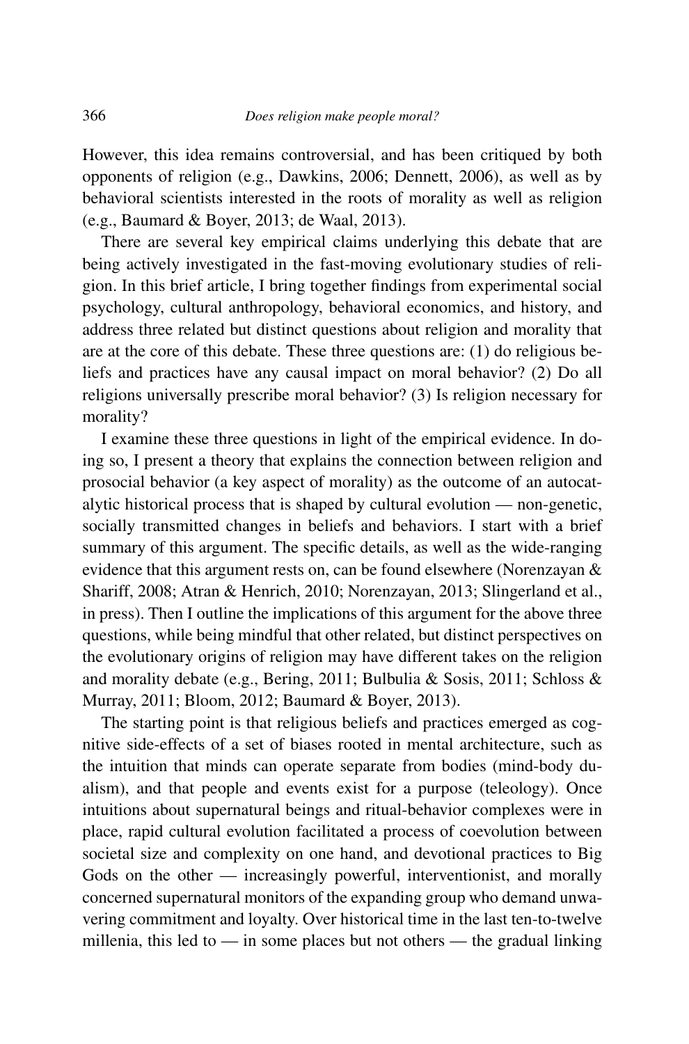However, this idea remains controversial, and has been critiqued by both opponents of religion (e.g., Dawkins, 2006; Dennett, 2006), as well as by behavioral scientists interested in the roots of morality as well as religion (e.g., Baumard & Boyer, 2013; de Waal, 2013).

There are several key empirical claims underlying this debate that are being actively investigated in the fast-moving evolutionary studies of religion. In this brief article, I bring together findings from experimental social psychology, cultural anthropology, behavioral economics, and history, and address three related but distinct questions about religion and morality that are at the core of this debate. These three questions are: (1) do religious beliefs and practices have any causal impact on moral behavior? (2) Do all religions universally prescribe moral behavior? (3) Is religion necessary for morality?

I examine these three questions in light of the empirical evidence. In doing so, I present a theory that explains the connection between religion and prosocial behavior (a key aspect of morality) as the outcome of an autocatalytic historical process that is shaped by cultural evolution — non-genetic, socially transmitted changes in beliefs and behaviors. I start with a brief summary of this argument. The specific details, as well as the wide-ranging evidence that this argument rests on, can be found elsewhere (Norenzayan & Shariff, 2008; Atran & Henrich, 2010; Norenzayan, 2013; Slingerland et al., in press). Then I outline the implications of this argument for the above three questions, while being mindful that other related, but distinct perspectives on the evolutionary origins of religion may have different takes on the religion and morality debate (e.g., Bering, 2011; Bulbulia & Sosis, 2011; Schloss & Murray, 2011; Bloom, 2012; Baumard & Boyer, 2013).

The starting point is that religious beliefs and practices emerged as cognitive side-effects of a set of biases rooted in mental architecture, such as the intuition that minds can operate separate from bodies (mind-body dualism), and that people and events exist for a purpose (teleology). Once intuitions about supernatural beings and ritual-behavior complexes were in place, rapid cultural evolution facilitated a process of coevolution between societal size and complexity on one hand, and devotional practices to Big Gods on the other — increasingly powerful, interventionist, and morally concerned supernatural monitors of the expanding group who demand unwavering commitment and loyalty. Over historical time in the last ten-to-twelve millenia, this led to — in some places but not others — the gradual linking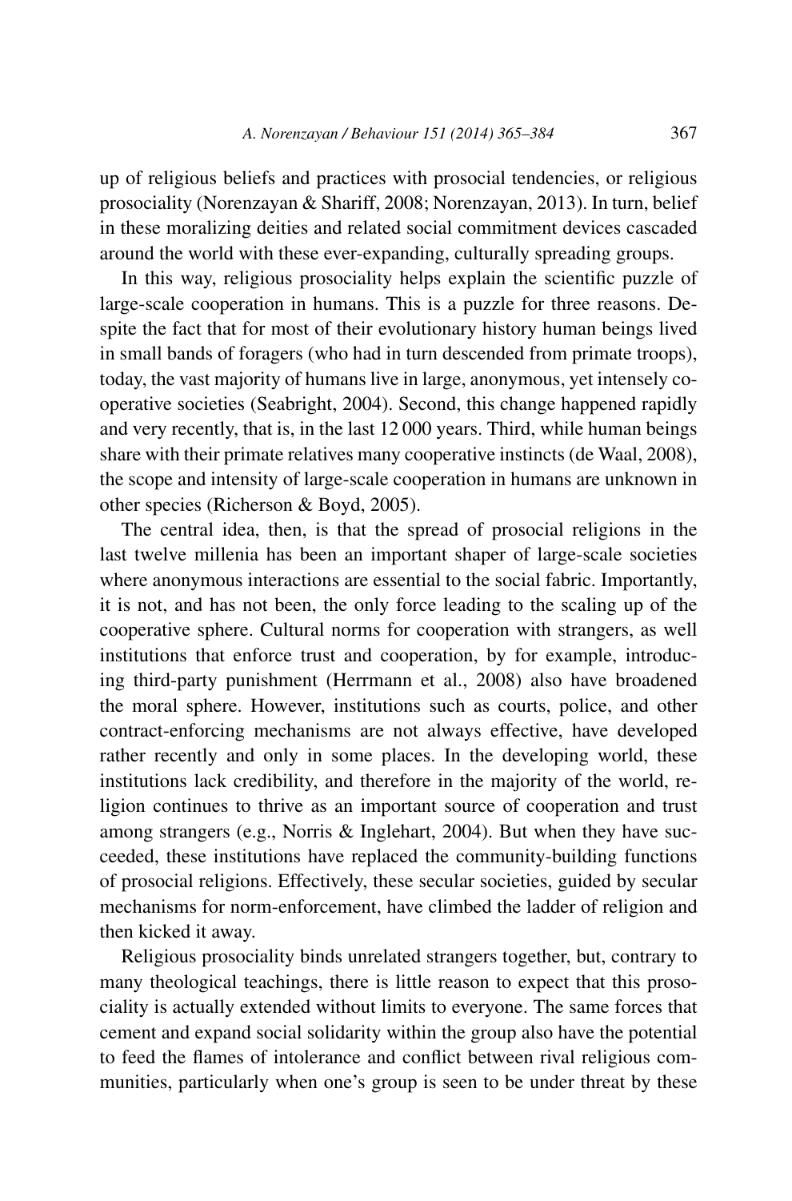up of religious beliefs and practices with prosocial tendencies, or religious prosociality (Norenzayan & Shariff, 2008; Norenzayan, 2013). In turn, belief in these moralizing deities and related social commitment devices cascaded around the world with these ever-expanding, culturally spreading groups.

In this way, religious prosociality helps explain the scientific puzzle of large-scale cooperation in humans. This is a puzzle for three reasons. Despite the fact that for most of their evolutionary history human beings lived in small bands of foragers (who had in turn descended from primate troops), today, the vast majority of humans live in large, anonymous, yet intensely cooperative societies (Seabright, 2004). Second, this change happened rapidly and very recently, that is, in the last 12 000 years. Third, while human beings share with their primate relatives many cooperative instincts (de Waal, 2008), the scope and intensity of large-scale cooperation in humans are unknown in other species (Richerson & Boyd, 2005).

The central idea, then, is that the spread of prosocial religions in the last twelve millenia has been an important shaper of large-scale societies where anonymous interactions are essential to the social fabric. Importantly, it is not, and has not been, the only force leading to the scaling up of the cooperative sphere. Cultural norms for cooperation with strangers, as well institutions that enforce trust and cooperation, by for example, introducing third-party punishment (Herrmann et al., 2008) also have broadened the moral sphere. However, institutions such as courts, police, and other contract-enforcing mechanisms are not always effective, have developed rather recently and only in some places. In the developing world, these institutions lack credibility, and therefore in the majority of the world, religion continues to thrive as an important source of cooperation and trust among strangers (e.g., Norris & Inglehart, 2004). But when they have succeeded, these institutions have replaced the community-building functions of prosocial religions. Effectively, these secular societies, guided by secular mechanisms for norm-enforcement, have climbed the ladder of religion and then kicked it away.

Religious prosociality binds unrelated strangers together, but, contrary to many theological teachings, there is little reason to expect that this prosociality is actually extended without limits to everyone. The same forces that cement and expand social solidarity within the group also have the potential to feed the flames of intolerance and conflict between rival religious communities, particularly when one's group is seen to be under threat by these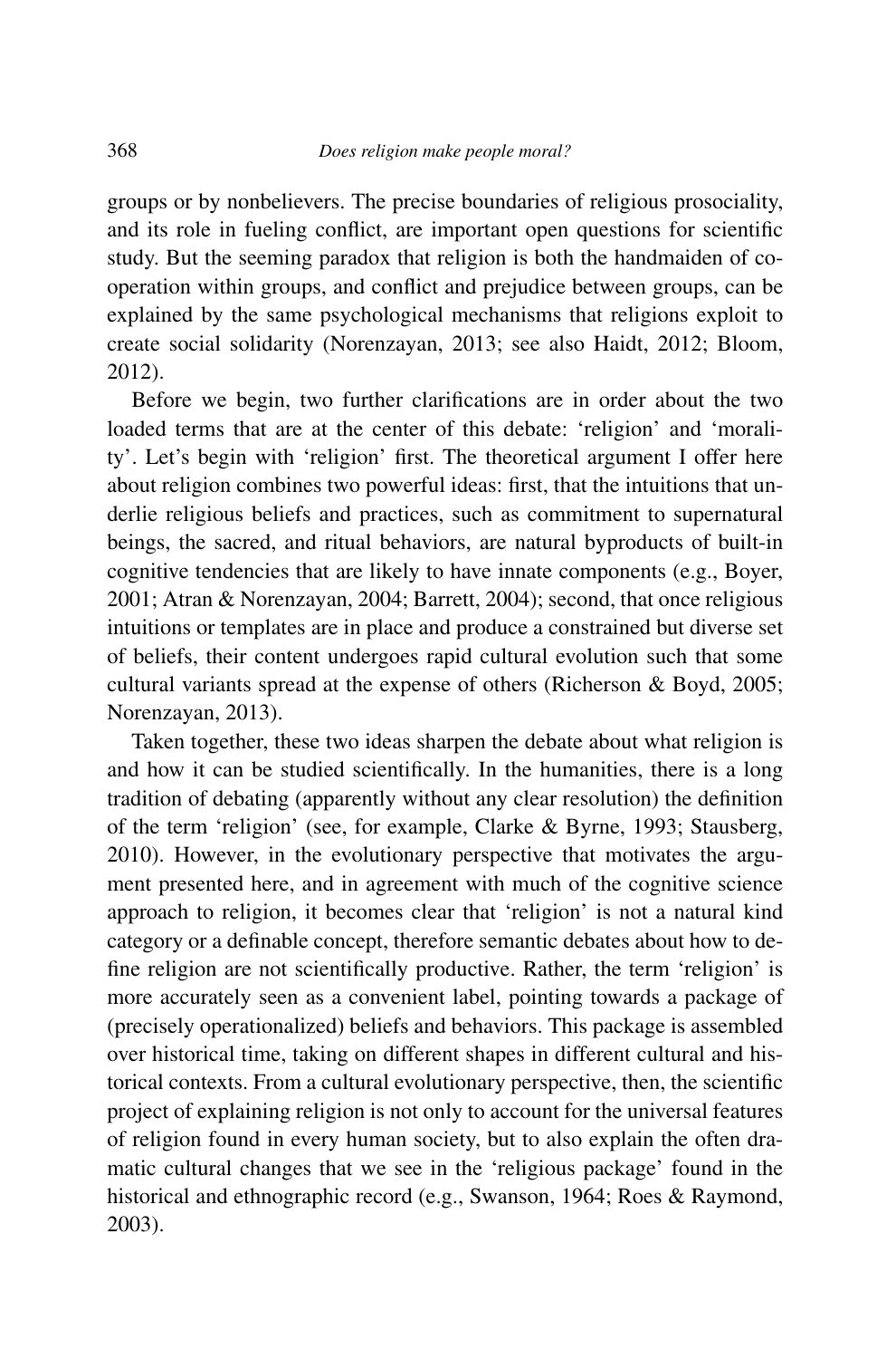groups or by nonbelievers. The precise boundaries of religious prosociality, and its role in fueling conflict, are important open questions for scientific study. But the seeming paradox that religion is both the handmaiden of cooperation within groups, and conflict and prejudice between groups, can be explained by the same psychological mechanisms that religions exploit to create social solidarity (Norenzayan, 2013; see also Haidt, 2012; Bloom, 2012).

Before we begin, two further clarifications are in order about the two loaded terms that are at the center of this debate: 'religion' and 'morality'. Let's begin with 'religion' first. The theoretical argument I offer here about religion combines two powerful ideas: first, that the intuitions that underlie religious beliefs and practices, such as commitment to supernatural beings, the sacred, and ritual behaviors, are natural byproducts of built-in cognitive tendencies that are likely to have innate components (e.g., Boyer, 2001; Atran & Norenzayan, 2004; Barrett, 2004); second, that once religious intuitions or templates are in place and produce a constrained but diverse set of beliefs, their content undergoes rapid cultural evolution such that some cultural variants spread at the expense of others (Richerson & Boyd, 2005; Norenzayan, 2013).

Taken together, these two ideas sharpen the debate about what religion is and how it can be studied scientifically. In the humanities, there is a long tradition of debating (apparently without any clear resolution) the definition of the term 'religion' (see, for example, Clarke & Byrne, 1993; Stausberg, 2010). However, in the evolutionary perspective that motivates the argument presented here, and in agreement with much of the cognitive science approach to religion, it becomes clear that 'religion' is not a natural kind category or a definable concept, therefore semantic debates about how to define religion are not scientifically productive. Rather, the term 'religion' is more accurately seen as a convenient label, pointing towards a package of (precisely operationalized) beliefs and behaviors. This package is assembled over historical time, taking on different shapes in different cultural and historical contexts. From a cultural evolutionary perspective, then, the scientific project of explaining religion is not only to account for the universal features of religion found in every human society, but to also explain the often dramatic cultural changes that we see in the 'religious package' found in the historical and ethnographic record (e.g., Swanson, 1964; Roes & Raymond, 2003).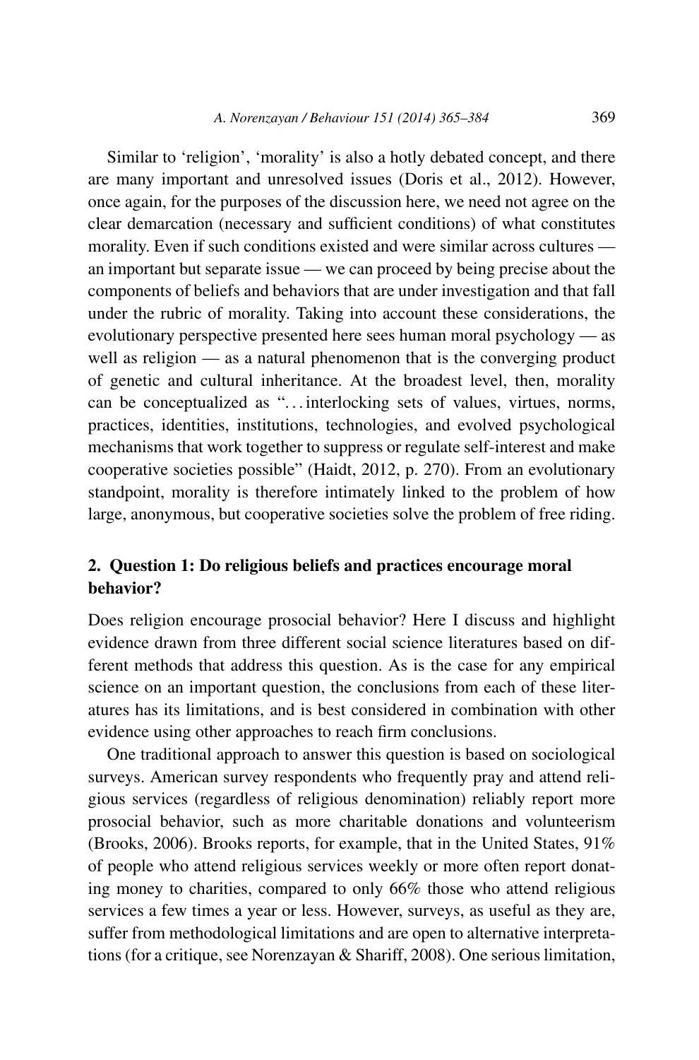Similar to 'religion', 'morality' is also a hotly debated concept, and there are many important and unresolved issues (Doris et al., 2012). However, once again, for the purposes of the discussion here, we need not agree on the clear demarcation (necessary and sufficient conditions) of what constitutes morality. Even if such conditions existed and were similar across cultures — an important but separate issue — we can proceed by being precise about the components of beliefs and behaviors that are under investigation and that fall under the rubric of morality. Taking into account these considerations, the evolutionary perspective presented here sees human moral psychology — as well as religion — as a natural phenomenon that is the converging product of genetic and cultural inheritance. At the broadest level, then, morality can be conceptualized as "... interlocking sets of values, virtues, norms, practices, identities, institutions, technologies, and evolved psychological mechanisms that work together to suppress or regulate self-interest and make cooperative societies possible" (Haidt, 2012, p. 270). From an evolutionary standpoint, morality is therefore intimately linked to the problem of how large, anonymous, but cooperative societies solve the problem of free riding.

## 2. Question 1: Do religious beliefs and practices encourage moral behavior?

Does religion encourage prosocial behavior? Here I discuss and highlight evidence drawn from three different social science literatures based on different methods that address this question. As is the case for any empirical science on an important question, the conclusions from each of these literatures has its limitations, and is best considered in combination with other evidence using other approaches to reach firm conclusions.

One traditional approach to answer this question is based on sociological surveys. American survey respondents who frequently pray and attend religious services (regardless of religious denomination) reliably report more prosocial behavior, such as more charitable donations and volunteerism (Brooks, 2006). Brooks reports, for example, that in the United States, 91% of people who attend religious services weekly or more often report donating money to charities, compared to only 66% those who attend religious services a few times a year or less. However, surveys, as useful as they are, suffer from methodological limitations and are open to alternative interpretations (for a critique, see Norenzayan & Shariff, 2008). One serious limitation,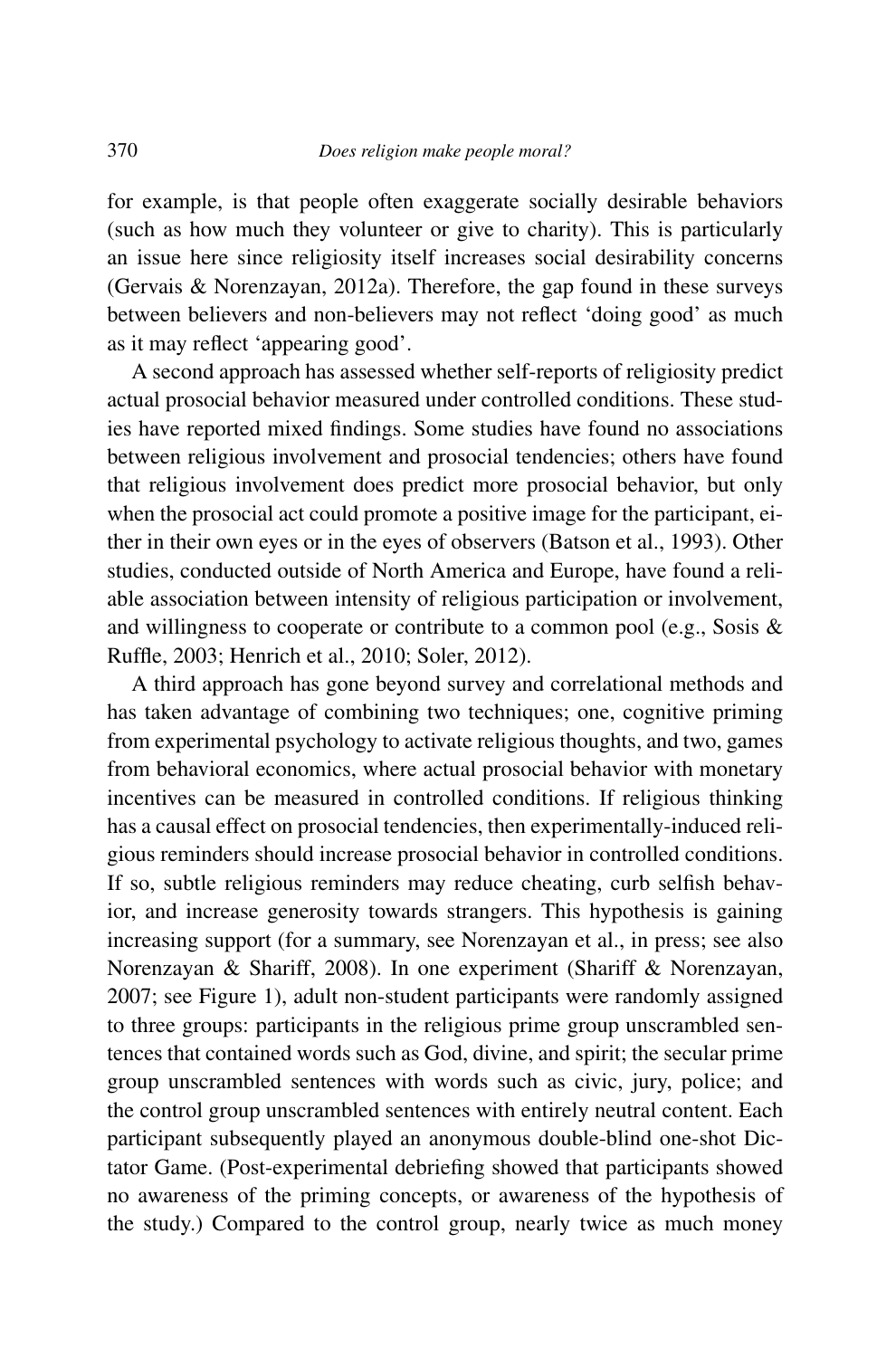for example, is that people often exaggerate socially desirable behaviors (such as how much they volunteer or give to charity). This is particularly an issue here since religiosity itself increases social desirability concerns (Gervais & Norenzayan, 2012a). Therefore, the gap found in these surveys between believers and non-believers may not reflect 'doing good' as much as it may reflect 'appearing good'.

A second approach has assessed whether self-reports of religiosity predict actual prosocial behavior measured under controlled conditions. These studies have reported mixed findings. Some studies have found no associations between religious involvement and prosocial tendencies; others have found that religious involvement does predict more prosocial behavior, but only when the prosocial act could promote a positive image for the participant, either in their own eyes or in the eyes of observers (Batson et al., 1993). Other studies, conducted outside of North America and Europe, have found a reliable association between intensity of religious participation or involvement, and willingness to cooperate or contribute to a common pool (e.g., Sosis & Ruffle, 2003; Henrich et al., 2010; Soler, 2012).

A third approach has gone beyond survey and correlational methods and has taken advantage of combining two techniques; one, cognitive priming from experimental psychology to activate religious thoughts, and two, games from behavioral economics, where actual prosocial behavior with monetary incentives can be measured in controlled conditions. If religious thinking has a causal effect on prosocial tendencies, then experimentally-induced religious reminders should increase prosocial behavior in controlled conditions. If so, subtle religious reminders may reduce cheating, curb selfish behavior, and increase generosity towards strangers. This hypothesis is gaining increasing support (for a summary, see Norenzayan et al., in press; see also Norenzayan & Shariff, 2008). In one experiment (Shariff & Norenzayan, 2007; see Figure 1), adult non-student participants were randomly assigned to three groups: participants in the religious prime group unscrambled sentences that contained words such as God, divine, and spirit; the secular prime group unscrambled sentences with words such as civic, jury, police; and the control group unscrambled sentences with entirely neutral content. Each participant subsequently played an anonymous double-blind one-shot Dictator Game. (Post-experimental debriefing showed that participants showed no awareness of the priming concepts, or awareness of the hypothesis of the study.) Compared to the control group, nearly twice as much money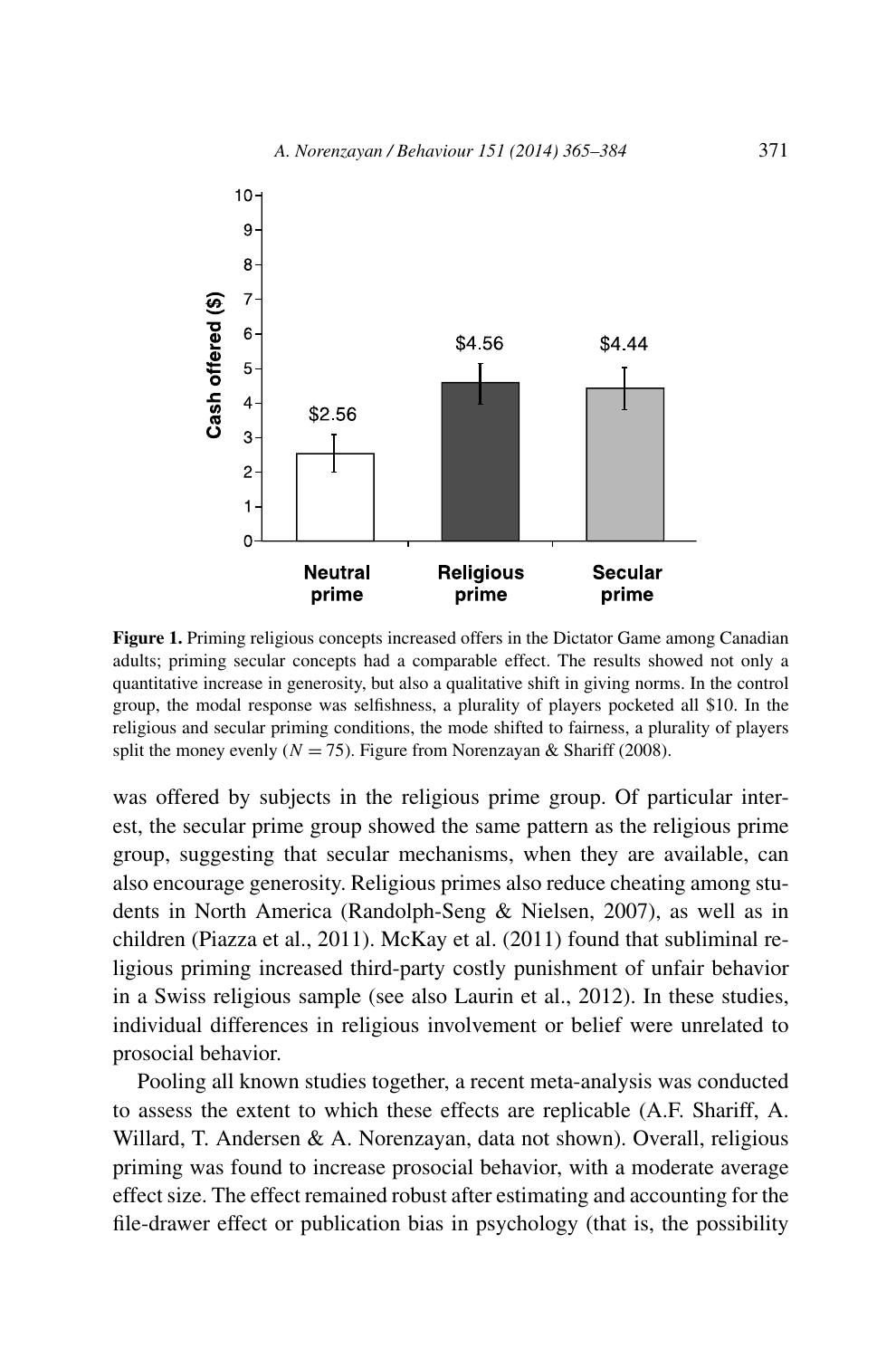Figure 1. Priming religious concepts increased offers in the Dictator Game among Canadian adults; priming secular concepts had a comparable effect. The results showed not only a quantitative increase in generosity, but also a qualitative shift in giving norms. In the control group, the modal response was selfishness, a plurality of players pocketed all $10. In the religious and secular priming conditions, the mode shifted to fairness, a plurality of players split the money evenly ($N = 75$). Figure from Norenzayan & Shariff (2008).

was offered by subjects in the religious prime group. Of particular interest, the secular prime group showed the same pattern as the religious prime group, suggesting that secular mechanisms, when they are available, can also encourage generosity. Religious primes also reduce cheating among students in North America (Randolph-Seng & Nielsen, 2007), as well as in children (Piazza et al., 2011). McKay et al. (2011) found that subliminal religious priming increased third-party costly punishment of unfair behavior in a Swiss religious sample (see also Laurin et al., 2012). In these studies, individual differences in religious involvement or belief were unrelated to prosocial behavior.

Pooling all known studies together, a recent meta-analysis was conducted to assess the extent to which these effects are replicable (A.F. Shariff, A. Willard, T. Andersen & A. Norenzayan, data not shown). Overall, religious priming was found to increase prosocial behavior, with a moderate average effect size. The effect remained robust after estimating and accounting for the file-drawer effect or publication bias in psychology (that is, the possibility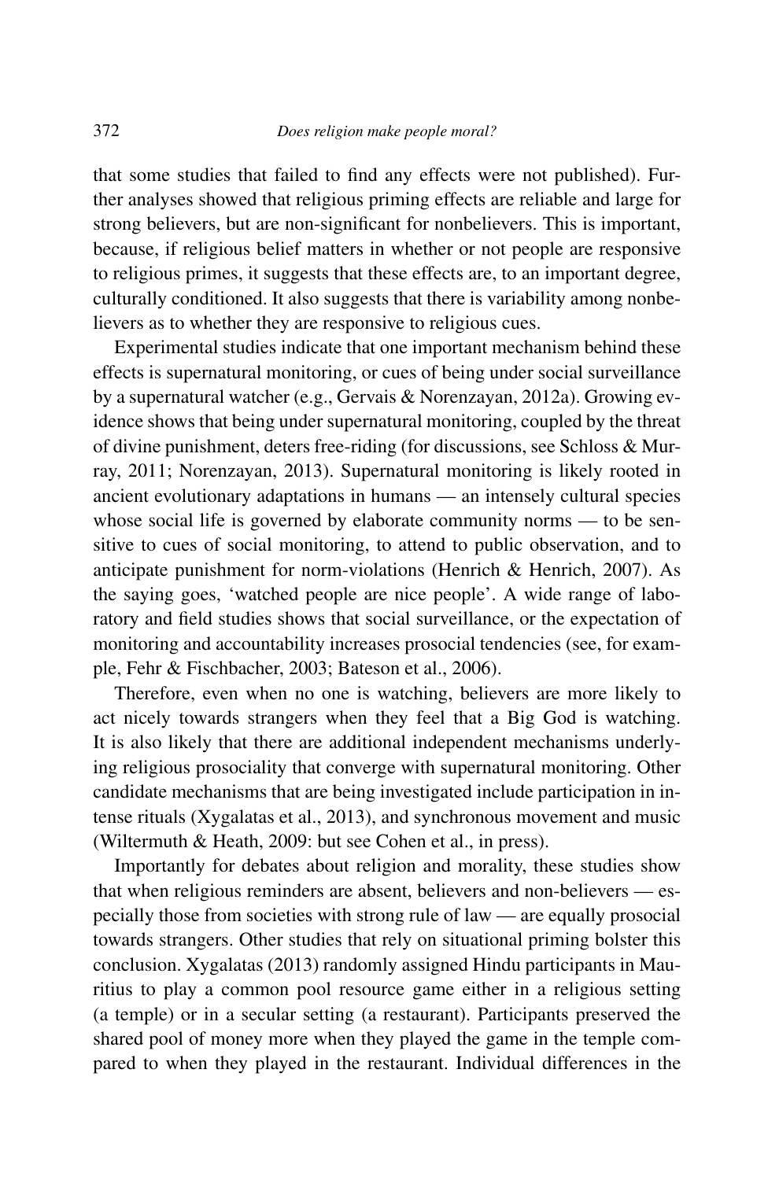that some studies that failed to find any effects were not published). Further analyses showed that religious priming effects are reliable and large for strong believers, but are non-significant for nonbelievers. This is important, because, if religious belief matters in whether or not people are responsive to religious primes, it suggests that these effects are, to an important degree, culturally conditioned. It also suggests that there is variability among nonbelievers as to whether they are responsive to religious cues.

Experimental studies indicate that one important mechanism behind these effects is supernatural monitoring, or cues of being under social surveillance by a supernatural watcher (e.g., Gervais & Norenzayan, 2012a). Growing evidence shows that being under supernatural monitoring, coupled by the threat of divine punishment, deters free-riding (for discussions, see Schloss & Murray, 2011; Norenzayan, 2013). Supernatural monitoring is likely rooted in ancient evolutionary adaptations in humans — an intensely cultural species whose social life is governed by elaborate community norms — to be sensitive to cues of social monitoring, to attend to public observation, and to anticipate punishment for norm-violations (Henrich & Henrich, 2007). As the saying goes, 'watched people are nice people'. A wide range of laboratory and field studies shows that social surveillance, or the expectation of monitoring and accountability increases prosocial tendencies (see, for example, Fehr & Fischbacher, 2003; Bateson et al., 2006).

Therefore, even when no one is watching, believers are more likely to act nicely towards strangers when they feel that a Big God is watching. It is also likely that there are additional independent mechanisms underlying religious prosociality that converge with supernatural monitoring. Other candidate mechanisms that are being investigated include participation in intense rituals (Xygalatas et al., 2013), and synchronous movement and music (Wiltermuth & Heath, 2009: but see Cohen et al., in press).

Importantly for debates about religion and morality, these studies show that when religious reminders are absent, believers and non-believers — especially those from societies with strong rule of law — are equally prosocial towards strangers. Other studies that rely on situational priming bolster this conclusion. Xygalatas (2013) randomly assigned Hindu participants in Mauritius to play a common pool resource game either in a religious setting (a temple) or in a secular setting (a restaurant). Participants preserved the shared pool of money more when they played the game in the temple compared to when they played in the restaurant. Individual differences in the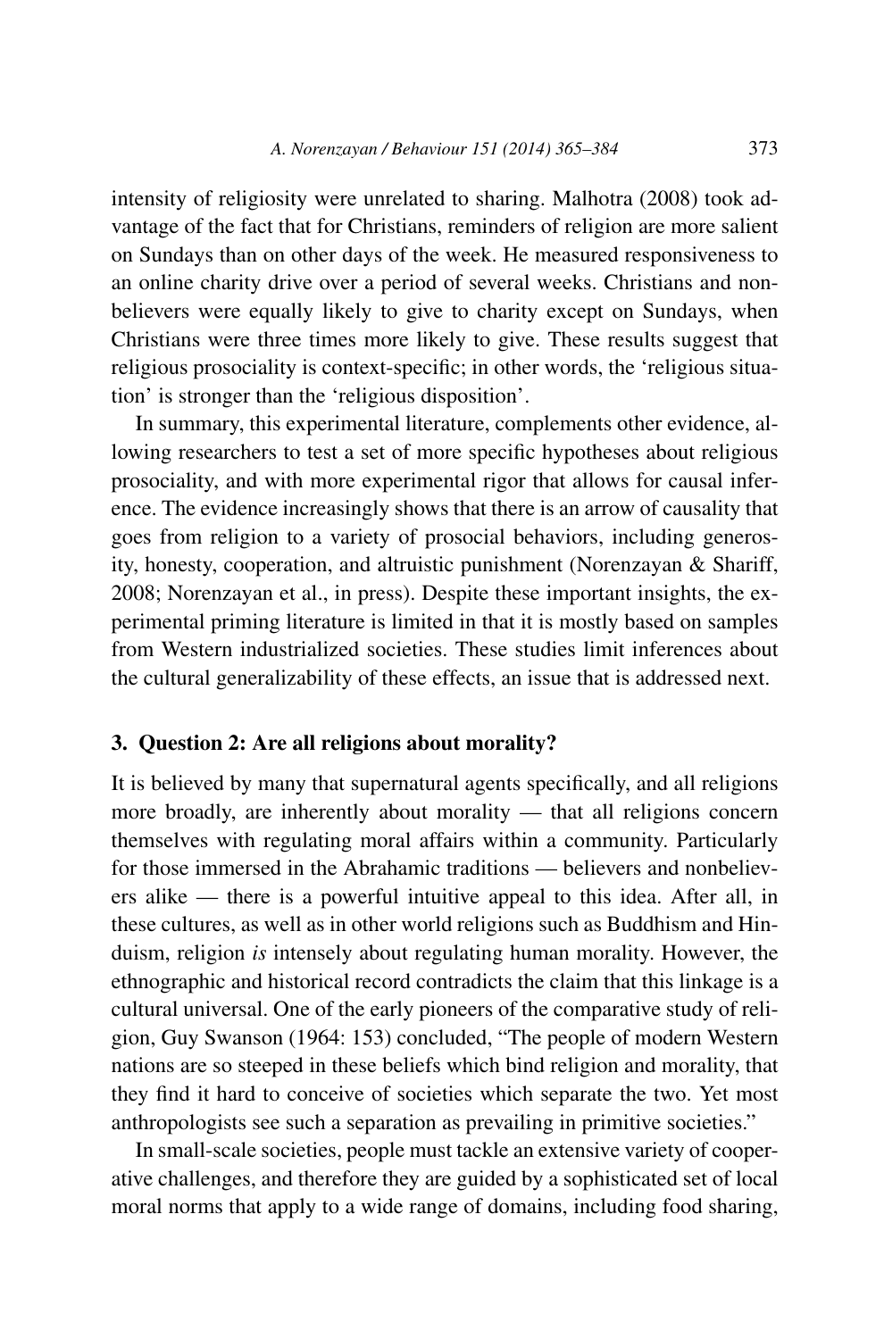intensity of religiosity were unrelated to sharing. Malhotra (2008) took advantage of the fact that for Christians, reminders of religion are more salient on Sundays than on other days of the week. He measured responsiveness to an online charity drive over a period of several weeks. Christians and nonbelievers were equally likely to give to charity except on Sundays, when Christians were three times more likely to give. These results suggest that religious prosociality is context-specific; in other words, the 'religious situation' is stronger than the 'religious disposition'.

In summary, this experimental literature, complements other evidence, allowing researchers to test a set of more specific hypotheses about religious prosociality, and with more experimental rigor that allows for causal inference. The evidence increasingly shows that there is an arrow of causality that goes from religion to a variety of prosocial behaviors, including generosity, honesty, cooperation, and altruistic punishment (Norenzayan & Shariff, 2008; Norenzayan et al., in press). Despite these important insights, the experimental priming literature is limited in that it is mostly based on samples from Western industrialized societies. These studies limit inferences about the cultural generalizability of these effects, an issue that is addressed next.

## 3. Question 2: Are all religions about morality?

It is believed by many that supernatural agents specifically, and all religions more broadly, are inherently about morality — that all religions concern themselves with regulating moral affairs within a community. Particularly for those immersed in the Abrahamic traditions — believers and nonbelievers alike — there is a powerful intuitive appeal to this idea. After all, in these cultures, as well as in other world religions such as Buddhism and Hinduism, religion *is* intensely about regulating human morality. However, the ethnographic and historical record contradicts the claim that this linkage is a cultural universal. One of the early pioneers of the comparative study of religion, Guy Swanson (1964: 153) concluded, "The people of modern Western nations are so steeped in these beliefs which bind religion and morality, that they find it hard to conceive of societies which separate the two. Yet most anthropologists see such a separation as prevailing in primitive societies."

In small-scale societies, people must tackle an extensive variety of cooperative challenges, and therefore they are guided by a sophisticated set of local moral norms that apply to a wide range of domains, including food sharing,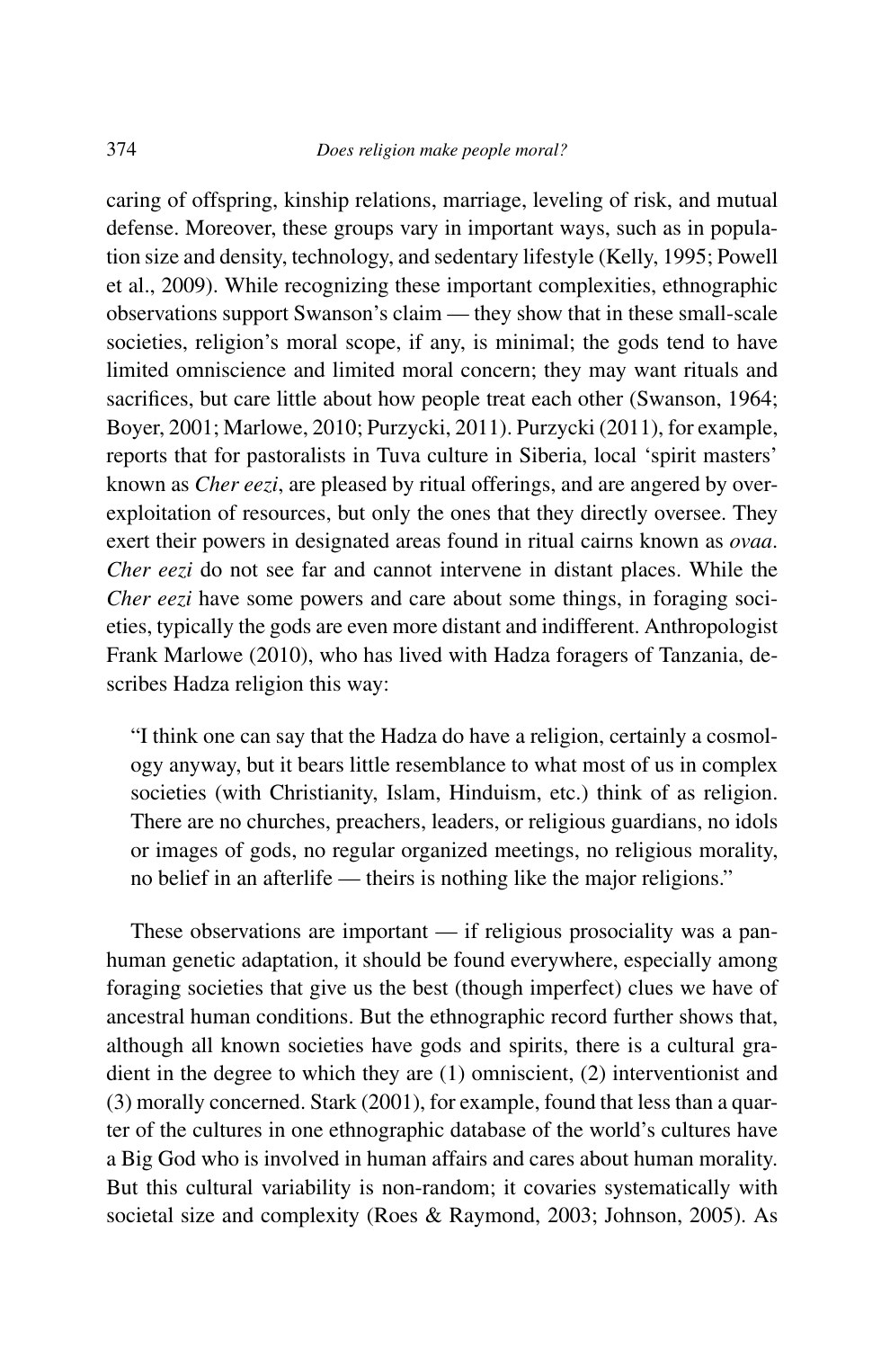caring of offspring, kinship relations, marriage, leveling of risk, and mutual defense. Moreover, these groups vary in important ways, such as in population size and density, technology, and sedentary lifestyle (Kelly, 1995; Powell et al., 2009). While recognizing these important complexities, ethnographic observations support Swanson's claim — they show that in these small-scale societies, religion's moral scope, if any, is minimal; the gods tend to have limited omniscience and limited moral concern; they may want rituals and sacrifices, but care little about how people treat each other (Swanson, 1964; Boyer, 2001; Marlowe, 2010; Purzycki, 2011). Purzycki (2011), for example, reports that for pastoralists in Tuva culture in Siberia, local 'spirit masters' known as *Cher eezi*, are pleased by ritual offerings, and are angered by overexploitation of resources, but only the ones that they directly oversee. They exert their powers in designated areas found in ritual cairns known as *ovaa*. *Cher eezi* do not see far and cannot intervene in distant places. While the *Cher eezi* have some powers and care about some things, in foraging societies, typically the gods are even more distant and indifferent. Anthropologist Frank Marlowe (2010), who has lived with Hadza foragers of Tanzania, describes Hadza religion this way:

> "I think one can say that the Hadza do have a religion, certainly a cosmology anyway, but it bears little resemblance to what most of us in complex societies (with Christianity, Islam, Hinduism, etc.) think of as religion. There are no churches, preachers, leaders, or religious guardians, no idols or images of gods, no regular organized meetings, no religious morality, no belief in an afterlife — theirs is nothing like the major religions."

These observations are important — if religious prosociality was a panhuman genetic adaptation, it should be found everywhere, especially among foraging societies that give us the best (though imperfect) clues we have of ancestral human conditions. But the ethnographic record further shows that, although all known societies have gods and spirits, there is a cultural gradient in the degree to which they are (1) omniscient, (2) interventionist and (3) morally concerned. Stark (2001), for example, found that less than a quarter of the cultures in one ethnographic database of the world's cultures have a Big God who is involved in human affairs and cares about human morality. But this cultural variability is non-random; it covaries systematically with societal size and complexity (Roes & Raymond, 2003; Johnson, 2005). As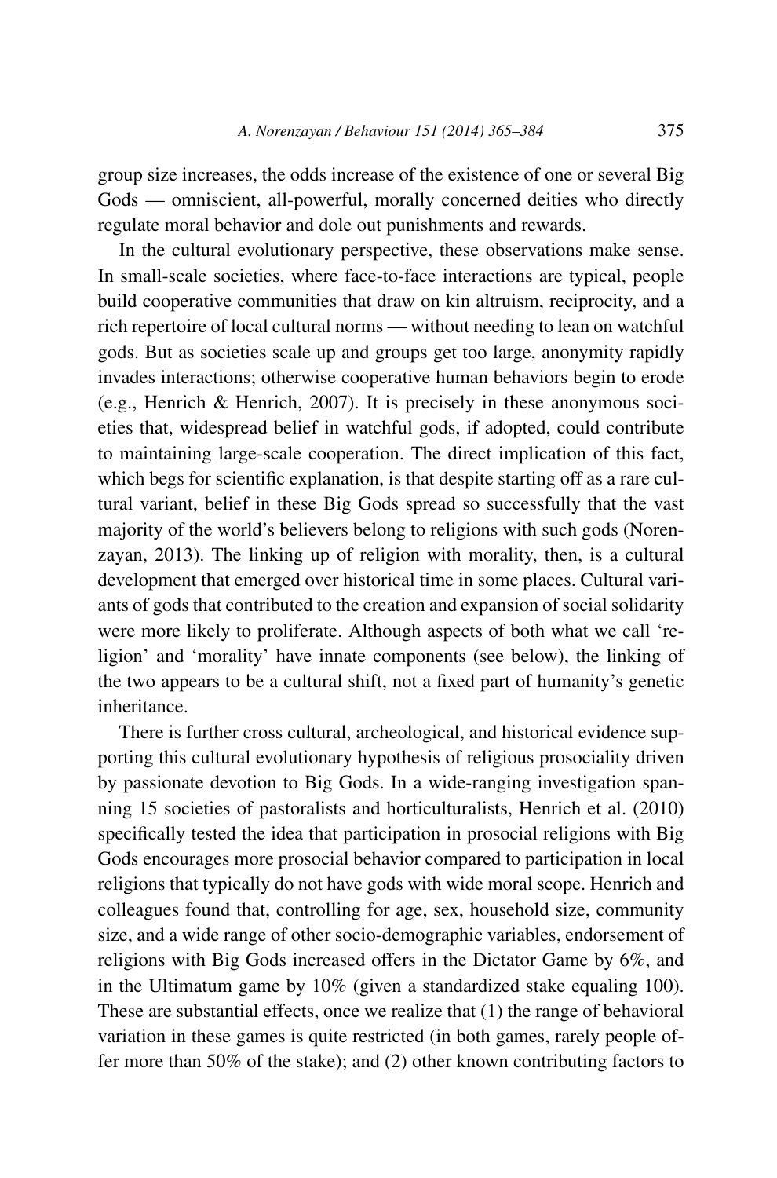group size increases, the odds increase of the existence of one or several Big Gods — omniscient, all-powerful, morally concerned deities who directly regulate moral behavior and dole out punishments and rewards.

In the cultural evolutionary perspective, these observations make sense. In small-scale societies, where face-to-face interactions are typical, people build cooperative communities that draw on kin altruism, reciprocity, and a rich repertoire of local cultural norms — without needing to lean on watchful gods. But as societies scale up and groups get too large, anonymity rapidly invades interactions; otherwise cooperative human behaviors begin to erode (e.g., Henrich & Henrich, 2007). It is precisely in these anonymous societies that, widespread belief in watchful gods, if adopted, could contribute to maintaining large-scale cooperation. The direct implication of this fact, which begs for scientific explanation, is that despite starting off as a rare cultural variant, belief in these Big Gods spread so successfully that the vast majority of the world's believers belong to religions with such gods (Norenzayan, 2013). The linking up of religion with morality, then, is a cultural development that emerged over historical time in some places. Cultural variants of gods that contributed to the creation and expansion of social solidarity were more likely to proliferate. Although aspects of both what we call 'religion' and 'morality' have innate components (see below), the linking of the two appears to be a cultural shift, not a fixed part of humanity's genetic inheritance.

There is further cross cultural, archeological, and historical evidence supporting this cultural evolutionary hypothesis of religious prosociality driven by passionate devotion to Big Gods. In a wide-ranging investigation spanning 15 societies of pastoralists and horticulturalists, Henrich et al. (2010) specifically tested the idea that participation in prosocial religions with Big Gods encourages more prosocial behavior compared to participation in local religions that typically do not have gods with wide moral scope. Henrich and colleagues found that, controlling for age, sex, household size, community size, and a wide range of other socio-demographic variables, endorsement of religions with Big Gods increased offers in the Dictator Game by 6%, and in the Ultimatum game by 10% (given a standardized stake equaling 100). These are substantial effects, once we realize that (1) the range of behavioral variation in these games is quite restricted (in both games, rarely people offer more than 50% of the stake); and (2) other known contributing factors to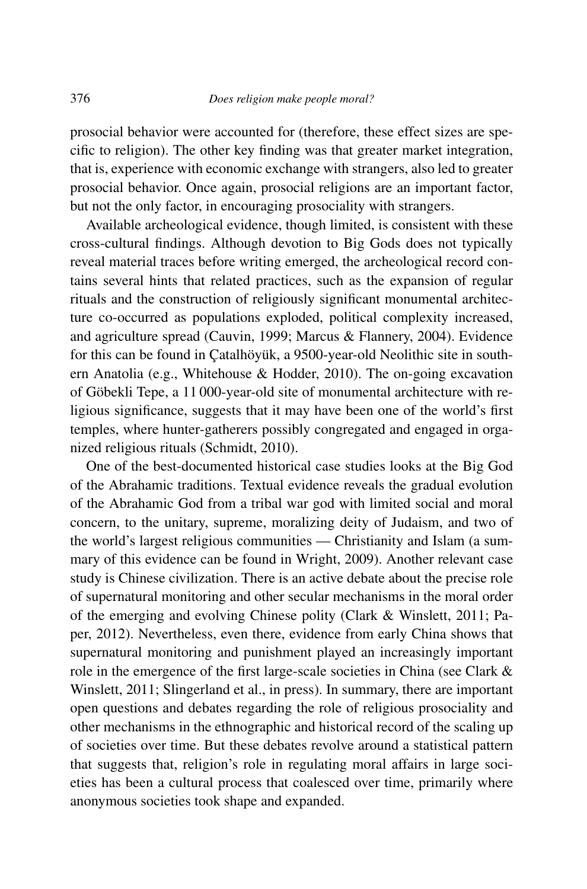prosocial behavior were accounted for (therefore, these effect sizes are specific to religion). The other key finding was that greater market integration, that is, experience with economic exchange with strangers, also led to greater prosocial behavior. Once again, prosocial religions are an important factor, but not the only factor, in encouraging prosociality with strangers.

Available archeological evidence, though limited, is consistent with these cross-cultural findings. Although devotion to Big Gods does not typically reveal material traces before writing emerged, the archeological record contains several hints that related practices, such as the expansion of regular rituals and the construction of religiously significant monumental architecture co-occurred as populations exploded, political complexity increased, and agriculture spread (Cauvin, 1999; Marcus & Flannery, 2004). Evidence for this can be found in Çatalhöyük, a 9500-year-old Neolithic site in southern Anatolia (e.g., Whitehouse & Hodder, 2010). The on-going excavation of Göbekli Tepe, a 11 000-year-old site of monumental architecture with religious significance, suggests that it may have been one of the world's first temples, where hunter-gatherers possibly congregated and engaged in organized religious rituals (Schmidt, 2010).

One of the best-documented historical case studies looks at the Big God of the Abrahamic traditions. Textual evidence reveals the gradual evolution of the Abrahamic God from a tribal war god with limited social and moral concern, to the unitary, supreme, moralizing deity of Judaism, and two of the world's largest religious communities — Christianity and Islam (a summary of this evidence can be found in Wright, 2009). Another relevant case study is Chinese civilization. There is an active debate about the precise role of supernatural monitoring and other secular mechanisms in the moral order of the emerging and evolving Chinese polity (Clark & Winslett, 2011; Paper, 2012). Nevertheless, even there, evidence from early China shows that supernatural monitoring and punishment played an increasingly important role in the emergence of the first large-scale societies in China (see Clark & Winslett, 2011; Slingerland et al., in press). In summary, there are important open questions and debates regarding the role of religious prosociality and other mechanisms in the ethnographic and historical record of the scaling up of societies over time. But these debates revolve around a statistical pattern that suggests that, religion's role in regulating moral affairs in large societies has been a cultural process that coalesced over time, primarily where anonymous societies took shape and expanded.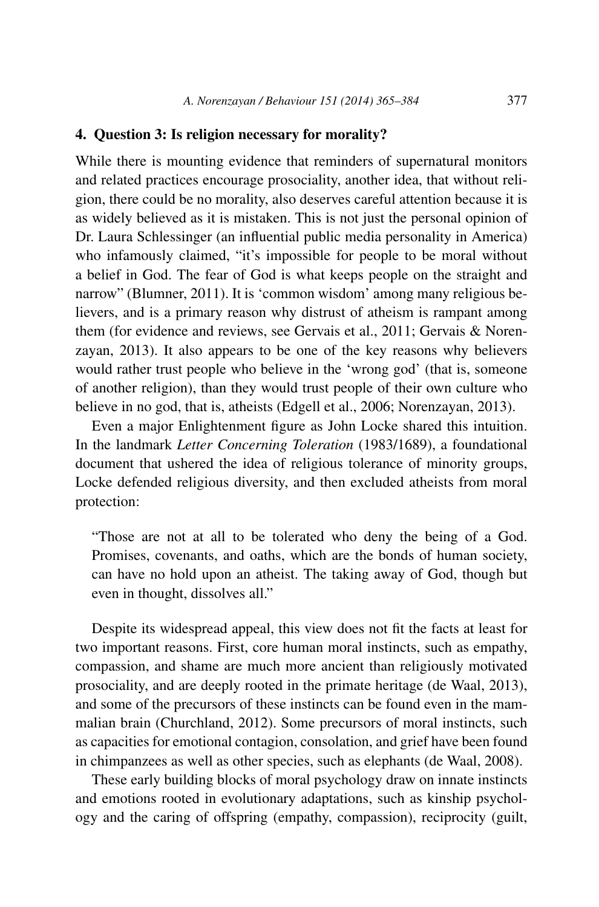## 4. Question 3: Is religion necessary for morality?

While there is mounting evidence that reminders of supernatural monitors and related practices encourage prosociality, another idea, that without religion, there could be no morality, also deserves careful attention because it is as widely believed as it is mistaken. This is not just the personal opinion of Dr. Laura Schlessinger (an influential public media personality in America) who infamously claimed, "it's impossible for people to be moral without a belief in God. The fear of God is what keeps people on the straight and narrow" (Blumner, 2011). It is 'common wisdom' among many religious believers, and is a primary reason why distrust of atheism is rampant among them (for evidence and reviews, see Gervais et al., 2011; Gervais & Norenzayan, 2013). It also appears to be one of the key reasons why believers would rather trust people who believe in the 'wrong god' (that is, someone of another religion), than they would trust people of their own culture who believe in no god, that is, atheists (Edgell et al., 2006; Norenzayan, 2013).

Even a major Enlightenment figure as John Locke shared this intuition. In the landmark *Letter Concerning Toleration* (1983/1689), a foundational document that ushered the idea of religious tolerance of minority groups, Locke defended religious diversity, and then excluded atheists from moral protection:

> "Those are not at all to be tolerated who deny the being of a God. Promises, covenants, and oaths, which are the bonds of human society, can have no hold upon an atheist. The taking away of God, though but even in thought, dissolves all."

Despite its widespread appeal, this view does not fit the facts at least for two important reasons. First, core human moral instincts, such as empathy, compassion, and shame are much more ancient than religiously motivated prosociality, and are deeply rooted in the primate heritage (de Waal, 2013), and some of the precursors of these instincts can be found even in the mammalian brain (Churchland, 2012). Some precursors of moral instincts, such as capacities for emotional contagion, consolation, and grief have been found in chimpanzees as well as other species, such as elephants (de Waal, 2008).

These early building blocks of moral psychology draw on innate instincts and emotions rooted in evolutionary adaptations, such as kinship psychology and the caring of offspring (empathy, compassion), reciprocity (guilt,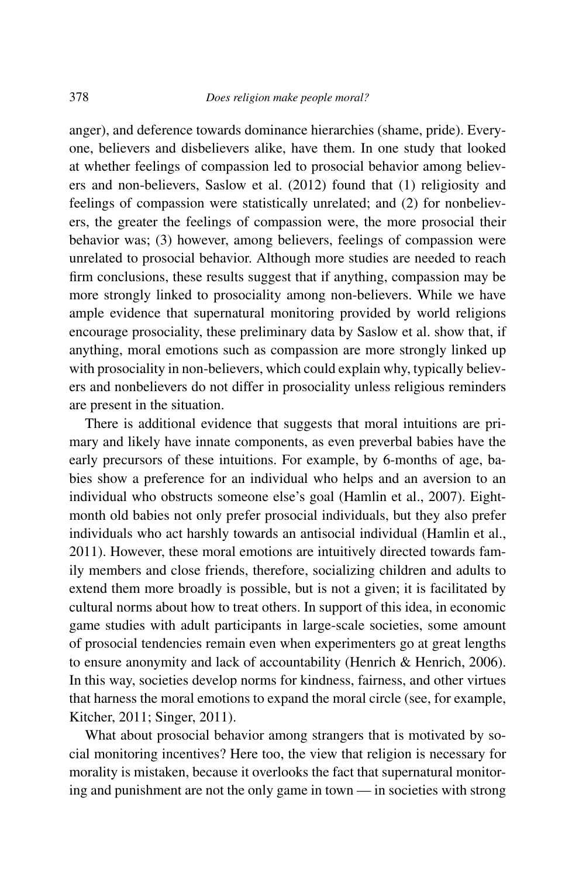anger), and deference towards dominance hierarchies (shame, pride). Everyone, believers and disbelievers alike, have them. In one study that looked at whether feelings of compassion led to prosocial behavior among believers and non-believers, Saslow et al. (2012) found that (1) religiosity and feelings of compassion were statistically unrelated; and (2) for nonbelievers, the greater the feelings of compassion were, the more prosocial their behavior was; (3) however, among believers, feelings of compassion were unrelated to prosocial behavior. Although more studies are needed to reach firm conclusions, these results suggest that if anything, compassion may be more strongly linked to prosociality among non-believers. While we have ample evidence that supernatural monitoring provided by world religions encourage prosociality, these preliminary data by Saslow et al. show that, if anything, moral emotions such as compassion are more strongly linked up with prosociality in non-believers, which could explain why, typically believers and nonbelievers do not differ in prosociality unless religious reminders are present in the situation.

There is additional evidence that suggests that moral intuitions are primary and likely have innate components, as even preverbal babies have the early precursors of these intuitions. For example, by 6-months of age, babies show a preference for an individual who helps and an aversion to an individual who obstructs someone else's goal (Hamlin et al., 2007). Eight-month old babies not only prefer prosocial individuals, but they also prefer individuals who act harshly towards an antisocial individual (Hamlin et al., 2011). However, these moral emotions are intuitively directed towards family members and close friends, therefore, socializing children and adults to extend them more broadly is possible, but is not a given; it is facilitated by cultural norms about how to treat others. In support of this idea, in economic game studies with adult participants in large-scale societies, some amount of prosocial tendencies remain even when experimenters go at great lengths to ensure anonymity and lack of accountability (Henrich & Henrich, 2006). In this way, societies develop norms for kindness, fairness, and other virtues that harness the moral emotions to expand the moral circle (see, for example, Kitcher, 2011; Singer, 2011).

What about prosocial behavior among strangers that is motivated by social monitoring incentives? Here too, the view that religion is necessary for morality is mistaken, because it overlooks the fact that supernatural monitoring and punishment are not the only game in town — in societies with strong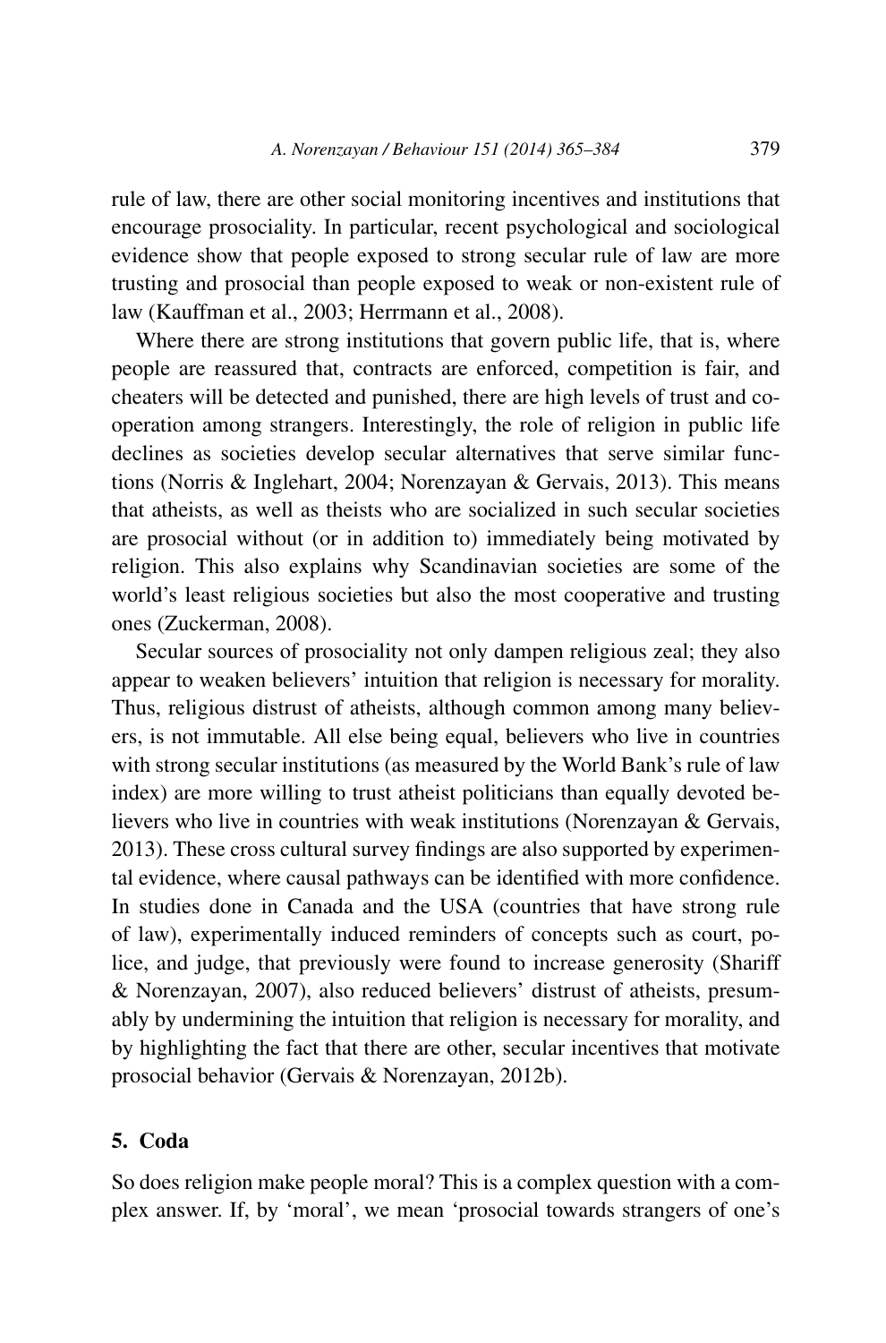rule of law, there are other social monitoring incentives and institutions that encourage prosociality. In particular, recent psychological and sociological evidence show that people exposed to strong secular rule of law are more trusting and prosocial than people exposed to weak or non-existent rule of law (Kauffman et al., 2003; Herrmann et al., 2008).

Where there are strong institutions that govern public life, that is, where people are reassured that, contracts are enforced, competition is fair, and cheaters will be detected and punished, there are high levels of trust and cooperation among strangers. Interestingly, the role of religion in public life declines as societies develop secular alternatives that serve similar functions (Norris & Inglehart, 2004; Norenzayan & Gervais, 2013). This means that atheists, as well as theists who are socialized in such secular societies are prosocial without (or in addition to) immediately being motivated by religion. This also explains why Scandinavian societies are some of the world's least religious societies but also the most cooperative and trusting ones (Zuckerman, 2008).

Secular sources of prosociality not only dampen religious zeal; they also appear to weaken believers' intuition that religion is necessary for morality. Thus, religious distrust of atheists, although common among many believers, is not immutable. All else being equal, believers who live in countries with strong secular institutions (as measured by the World Bank's rule of law index) are more willing to trust atheist politicians than equally devoted believers who live in countries with weak institutions (Norenzayan & Gervais, 2013). These cross cultural survey findings are also supported by experimental evidence, where causal pathways can be identified with more confidence. In studies done in Canada and the USA (countries that have strong rule of law), experimentally induced reminders of concepts such as court, police, and judge, that previously were found to increase generosity (Shariff & Norenzayan, 2007), also reduced believers' distrust of atheists, presumably by undermining the intuition that religion is necessary for morality, and by highlighting the fact that there are other, secular incentives that motivate prosocial behavior (Gervais & Norenzayan, 2012b).

## 5. Coda

So does religion make people moral? This is a complex question with a complex answer. If, by 'moral', we mean 'prosocial towards strangers of one's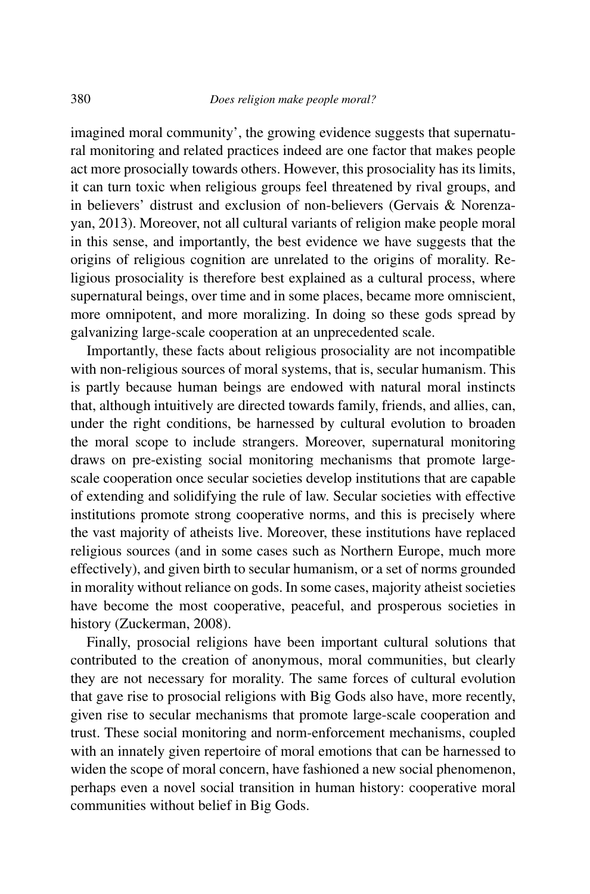imagined moral community', the growing evidence suggests that supernatural monitoring and related practices indeed are one factor that makes people act more prosocially towards others. However, this prosociality has its limits, it can toxic when religious groups feel threatened by rival groups, and in believers' distrust and exclusion of non-believers (Gervais & Norenzayan, 2013). Moreover, not all cultural variants of religion make people moral in this sense, and importantly, the best evidence we have suggests that the origins of religious cognition are unrelated to the origins of morality. Religious prosociality is therefore best explained as a cultural process, where supernatural beings, over time and in some places, became more omniscient, more omnipotent, and more moralizing. In doing so these gods spread by galvanizing large-scale cooperation at an unprecedented scale.

Importantly, these facts about religious prosociality are not incompatible with non-religious sources of moral systems, that is, secular humanism. This is partly because human beings are endowed with natural moral instincts that, although intuitively are directed towards family, friends, and allies, can, under the right conditions, be harnessed by cultural evolution to broaden the moral scope to include strangers. Moreover, supernatural monitoring draws on pre-existing social monitoring mechanisms that promote large-scale cooperation once secular societies develop institutions that are capable of extending and solidifying the rule of law. Secular societies with effective institutions promote strong cooperative norms, and this is precisely where the vast majority of atheists live. Moreover, these institutions have replaced religious sources (and in some cases such as Northern Europe, much more effectively), and given birth to secular humanism, or a set of norms grounded in morality without reliance on gods. In some cases, majority atheist societies have become the most cooperative, peaceful, and prosperous societies in history (Zuckerman, 2008).

Finally, prosocial religions have been important cultural solutions that contributed to the creation of anonymous, moral communities, but clearly they are not necessary for morality. The same forces of cultural evolution that gave rise to prosocial religions with Big Gods also have, more recently, given rise to secular mechanisms that promote large-scale cooperation and trust. These social monitoring and norm-enforcement mechanisms, coupled with an innately given repertoire of moral emotions that can be harnessed to widen the scope of moral concern, have fashioned a new social phenomenon, perhaps even a novel social transition in human history: cooperative moral communities without belief in Big Gods.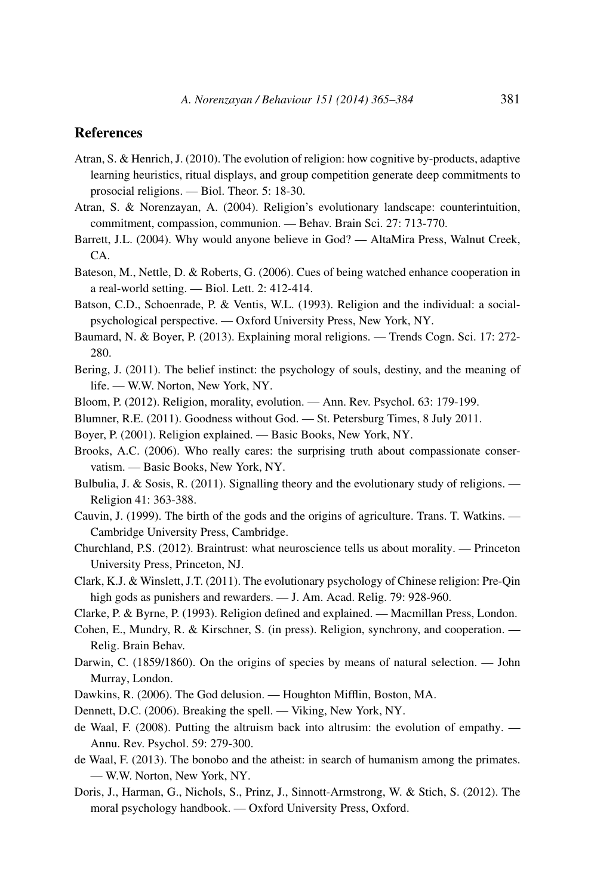## References

Atran, S. & Henrich, J. (2010). The evolution of religion: how cognitive by-products, adaptive learning heuristics, ritual displays, and group competition generate deep commitments to prosocial religions. — Biol. Theor. 5: 18-30.

Atran, S. & Norenzayan, A. (2004). Religion's evolutionary landscape: counterintuition, commitment, compassion, communion. — Behav. Brain Sci. 27: 713-770.

Barrett, J.L. (2004). Why would anyone believe in God? — AltaMira Press, Walnut Creek, CA.

Bateson, M., Nettle, D. & Roberts, G. (2006). Cues of being watched enhance cooperation in a real-world setting. — Biol. Lett. 2: 412-414.

Batson, C.D., Schoenrade, P. & Ventis, W.L. (1993). Religion and the individual: a social-psychological perspective. — Oxford University Press, New York, NY.

Baumard, N. & Boyer, P. (2013). Explaining moral religions. — Trends Cogn. Sci. 17: 272-280.

Bering, J. (2011). The belief instinct: the psychology of souls, destiny, and the meaning of life. — W.W. Norton, New York, NY.

Bloom, P. (2012). Religion, morality, evolution. — Ann. Rev. Psychol. 63: 179-199.

Blumner, R.E. (2011). Goodness without God. — St. Petersburg Times, 8 July 2011.

Boyer, P. (2001). Religion explained. — Basic Books, New York, NY.

Brooks, A.C. (2006). Who really cares: the surprising truth about compassionate conservatism. — Basic Books, New York, NY.

Bulbulia, J. & Sosis, R. (2011). Signalling theory and the evolutionary study of religions. — Religion 41: 363-388.

Cauvin, J. (1999). The birth of the gods and the origins of agriculture. Trans. T. Watkins. — Cambridge University Press, Cambridge.

Churchland, P.S. (2012). Braintrust: what neuroscience tells us about morality. — Princeton University Press, Princeton, NJ.

Clark, K.J. & Winslett, J.T. (2011). The evolutionary psychology of Chinese religion: Pre-Qin high gods as punishers and rewarders. — J. Am. Acad. Relig. 79: 928-960.

Clarke, P. & Byrne, P. (1993). Religion defined and explained. — Macmillan Press, London.

Cohen, E., Mundry, R. & Kirschner, S. (in press). Religion, synchrony, and cooperation. — Relig. Brain Behav.

Darwin, C. (1859/1860). On the origins of species by means of natural selection. — John Murray, London.

Dawkins, R. (2006). The God delusion. — Houghton Mifflin, Boston, MA.

Dennett, D.C. (2006). Breaking the spell. — Viking, New York, NY.

de Waal, F. (2008). Putting the altruism back into altrusim: the evolution of empathy. — Annu. Rev. Psychol. 59: 279-300.

de Waal, F. (2013). The bonobo and the atheist: in search of humanism among the primates. — W.W. Norton, New York, NY.

Doris, J., Harman, G., Nichols, S., Prinz, J., Sinnott-Armstrong, W. & Stich, S. (2012). The moral psychology handbook. — Oxford University Press, Oxford.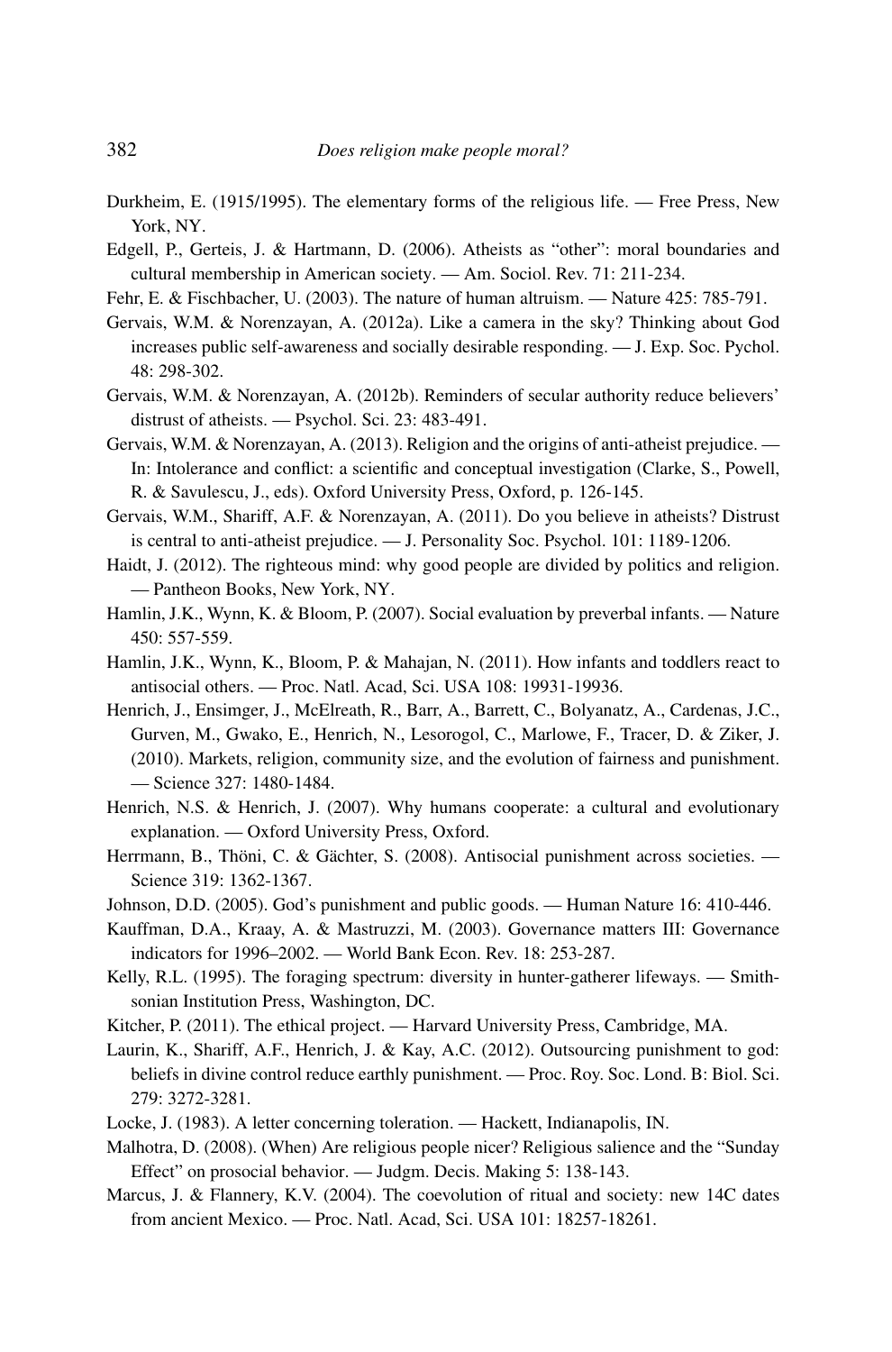Durkheim, E. (1915/1995). The elementary forms of the religious life. — Free Press, New York, NY.

Edgell, P., Gerteis, J. & Hartmann, D. (2006). Atheists as "other": moral boundaries and cultural membership in American society. — Am. Sociol. Rev. 71: 211-234.

Fehr, E. & Fischbacher, U. (2003). The nature of human altruism. — Nature 425: 785-791.

Gervais, W.M. & Norenzayan, A. (2012a). Like a camera in the sky? Thinking about God increases public self-awareness and socially desirable responding. — J. Exp. Soc. Pychol. 48: 298-302.

Gervais, W.M. & Norenzayan, A. (2012b). Reminders of secular authority reduce believers' distrust of atheists. — Psychol. Sci. 23: 483-491.

Gervais, W.M. & Norenzayan, A. (2013). Religion and the origins of anti-atheist prejudice. — In: Intolerance and conflict: a scientific and conceptual investigation (Clarke, S., Powell, R. & Savulescu, J., eds). Oxford University Press, Oxford, p. 126-145.

Gervais, W.M., Shariff, A.F. & Norenzayan, A. (2011). Do you believe in atheists? Distrust is central to anti-atheist prejudice. — J. Personality Soc. Psychol. 101: 1189-1206.

Haidt, J. (2012). The righteous mind: why good people are divided by politics and religion. — Pantheon Books, New York, NY.

Hamlin, J.K., Wynn, K. & Bloom, P. (2007). Social evaluation by preverbal infants. — Nature 450: 557-559.

Hamlin, J.K., Wynn, K., Bloom, P. & Mahajan, N. (2011). How infants and toddlers react to antisocial others. — Proc. Natl. Acad, Sci. USA 108: 19931-19936.

Henrich, J., Ensimger, J., McElreath, R., Barr, A., Barrett, C., Bolyanatz, A., Cardenas, J.C., Gurven, M., Gwako, E., Henrich, N., Lesorogol, C., Marlowe, F., Tracer, D. & Ziker, J. (2010). Markets, religion, community size, and the evolution of fairness and punishment. — Science 327: 1480-1484.

Henrich, N.S. & Henrich, J. (2007). Why humans cooperate: a cultural and evolutionary explanation. — Oxford University Press, Oxford.

Herrmann, B., Thöni, C. & Gächter, S. (2008). Antisocial punishment across societies. — Science 319: 1362-1367.

Johnson, D.D. (2005). God's punishment and public goods. — Human Nature 16: 410-446.

Kauffman, D.A., Kraay, A. & Mastruzzi, M. (2003). Governance matters III: Governance indicators for 1996–2002. — World Bank Econ. Rev. 18: 253-287.

Kelly, R.L. (1995). The foraging spectrum: diversity in hunter-gatherer lifeways. — Smithsonian Institution Press, Washington, DC.

Kitcher, P. (2011). The ethical project. — Harvard University Press, Cambridge, MA.

Laurin, K., Shariff, A.F., Henrich, J. & Kay, A.C. (2012). Outsourcing punishment to god: beliefs in divine control reduce earthly punishment. — Proc. Roy. Soc. Lond. B: Biol. Sci. 279: 3272-3281.

Locke, J. (1983). A letter concerning toleration. — Hackett, Indianapolis, IN.

Malhotra, D. (2008). (When) Are religious people nicer? Religious salience and the "Sunday Effect" on prosocial behavior. — Judgm. Decis. Making 5: 138-143.

Marcus, J. & Flannery, K.V. (2004). The coevolution of ritual and society: new 14C dates from ancient Mexico. — Proc. Natl. Acad, Sci. USA 101: 18257-18261.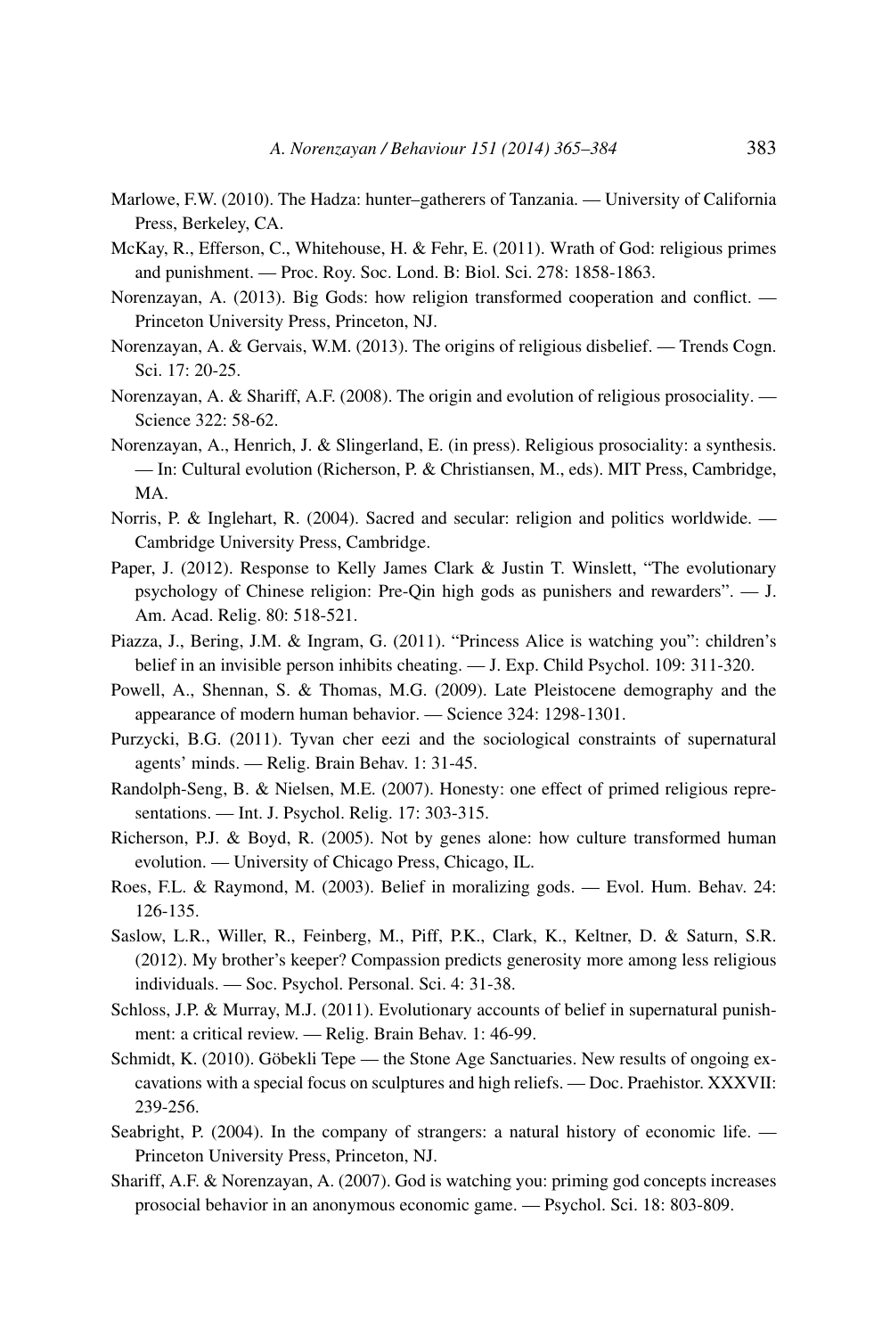Marlowe, F.W. (2010). The Hadza: hunter–gatherers of Tanzania. — University of California Press, Berkeley, CA.

McKay, R., Efferson, C., Whitehouse, H. & Fehr, E. (2011). Wrath of God: religious primes and punishment. — Proc. Roy. Soc. Lond. B: Biol. Sci. 278: 1858-1863.

Norenzayan, A. (2013). Big Gods: how religion transformed cooperation and conflict. — Princeton University Press, Princeton, NJ.

Norenzayan, A. & Gervais, W.M. (2013). The origins of religious disbelief. — Trends Cogn. Sci. 17: 20-25.

Norenzayan, A. & Shariff, A.F. (2008). The origin and evolution of religious prosociality. — Science 322: 58-62.

Norenzayan, A., Henrich, J. & Slingerland, E. (in press). Religious prosociality: a synthesis. — In: Cultural evolution (Richerson, P. & Christiansen, M., eds). MIT Press, Cambridge, MA.

Norris, P. & Inglehart, R. (2004). Sacred and secular: religion and politics worldwide. — Cambridge University Press, Cambridge.

Paper, J. (2012). Response to Kelly James Clark & Justin T. Winslett, "The evolutionary psychology of Chinese religion: Pre-Qin high gods as punishers and rewarders". — J. Am. Acad. Relig. 80: 518-521.

Piazza, J., Bering, J.M. & Ingram, G. (2011). "Princess Alice is watching you": children's belief in an invisible person inhibits cheating. — J. Exp. Child Psychol. 109: 311-320.

Powell, A., Shennan, S. & Thomas, M.G. (2009). Late Pleistocene demography and the appearance of modern human behavior. — Science 324: 1298-1301.

Purzycki, B.G. (2011). Tyvan cher eezi and the sociological constraints of supernatural agents' minds. — Relig. Brain Behav. 1: 31-45.

Randolph-Seng, B. & Nielsen, M.E. (2007). Honesty: one effect of primed religious representations. — Int. J. Psychol. Relig. 17: 303-315.

Richerson, P.J. & Boyd, R. (2005). Not by genes alone: how culture transformed human evolution. — University of Chicago Press, Chicago, IL.

Roes, F.L. & Raymond, M. (2003). Belief in moralizing gods. — Evol. Hum. Behav. 24: 126-135.

Saslow, L.R., Willer, R., Feinberg, M., Piff, P.K., Clark, K., Keltner, D. & Saturn, S.R. (2012). My brother's keeper? Compassion predicts generosity more among less religious individuals. — Soc. Psychol. Personal. Sci. 4: 31-38.

Schloss, J.P. & Murray, M.J. (2011). Evolutionary accounts of belief in supernatural punishment: a critical review. — Relig. Brain Behav. 1: 46-99.

Schmidt, K. (2010). Göbekli Tepe — the Stone Age Sanctuaries. New results of ongoing excavations with a special focus on sculptures and high reliefs. — Doc. Praehistor. XXXVII: 239-256.

Seabright, P. (2004). In the company of strangers: a natural history of economic life. — Princeton University Press, Princeton, NJ.

Shariff, A.F. & Norenzayan, A. (2007). God is watching you: priming god concepts increases prosocial behavior in an anonymous economic game. — Psychol. Sci. 18: 803-809.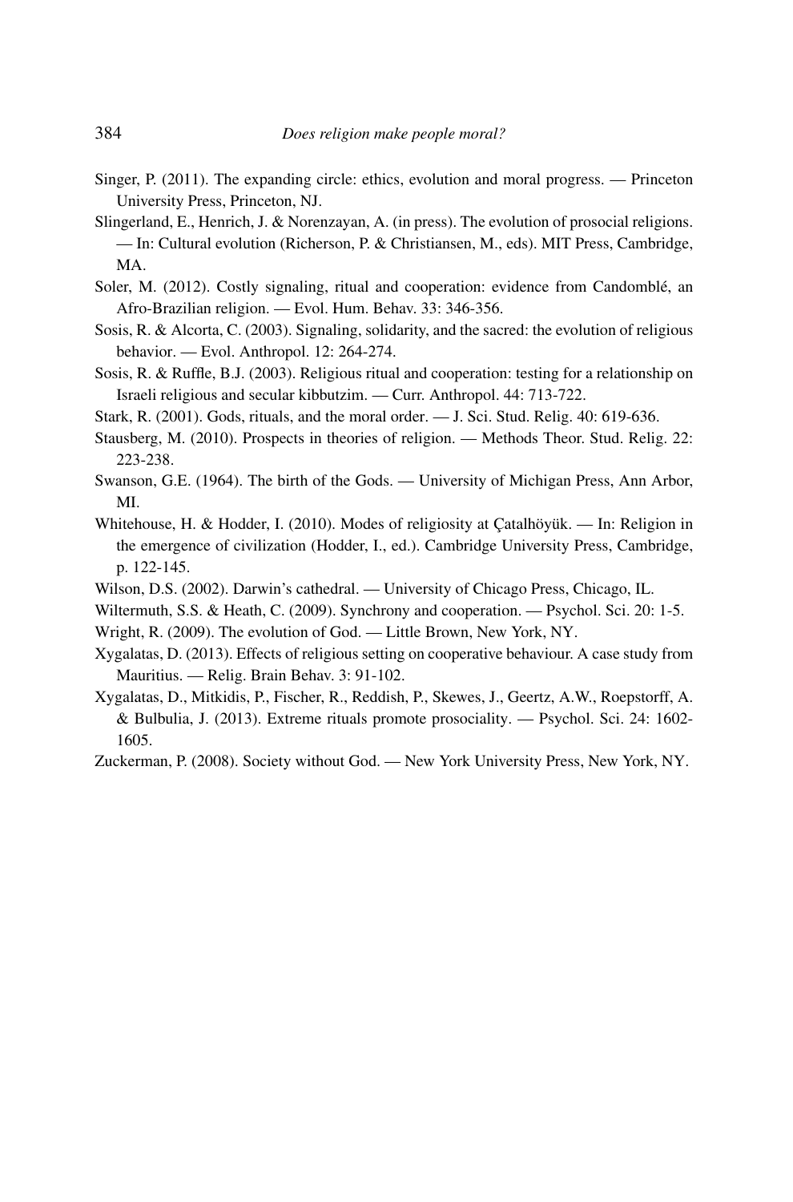Singer, P. (2011). The expanding circle: ethics, evolution and moral progress. — Princeton University Press, Princeton, NJ.

Slingerland, E., Henrich, J. & Norenzayan, A. (in press). The evolution of prosocial religions. — In: Cultural evolution (Richerson, P. & Christiansen, M., eds). MIT Press, Cambridge, MA.

Soler, M. (2012). Costly signaling, ritual and cooperation: evidence from Candomblé, an Afro-Brazilian religion. — Evol. Hum. Behav. 33: 346-356.

Sosis, R. & Alcorta, C. (2003). Signaling, solidarity, and the sacred: the evolution of religious behavior. — Evol. Anthropol. 12: 264-274.

Sosis, R. & Ruffle, B.J. (2003). Religious ritual and cooperation: testing for a relationship on Israeli religious and secular kibbutzim. — Curr. Anthropol. 44: 713-722.

Stark, R. (2001). Gods, rituals, and the moral order. — J. Sci. Stud. Relig. 40: 619-636.

Stausberg, M. (2010). Prospects in theories of religion. — Methods Theor. Stud. Relig. 22: 223-238.

Swanson, G.E. (1964). The birth of the Gods. — University of Michigan Press, Ann Arbor, MI.

Whitehouse, H. & Hodder, I. (2010). Modes of religiosity at Çatalhöyük. — In: Religion in the emergence of civilization (Hodder, I., ed.). Cambridge University Press, Cambridge, p. 122-145.

Wilson, D.S. (2002). Darwin's cathedral. — University of Chicago Press, Chicago, IL.

Wiltermuth, S.S. & Heath, C. (2009). Synchrony and cooperation. — Psychol. Sci. 20: 1-5.

Wright, R. (2009). The evolution of God. — Little Brown, New York, NY.

Xygalatas, D. (2013). Effects of religious setting on cooperative behaviour. A case study from Mauritius. — Relig. Brain Behav. 3: 91-102.

Xygalatas, D., Mitkidis, P., Fischer, R., Reddish, P., Skewes, J., Geertz, A.W., Roepstorff, A. & Bulbulia, J. (2013). Extreme rituals promote prosociality. — Psychol. Sci. 24: 1602-1605.

Zuckerman, P. (2008). Society without God. — New York University Press, New York, NY.